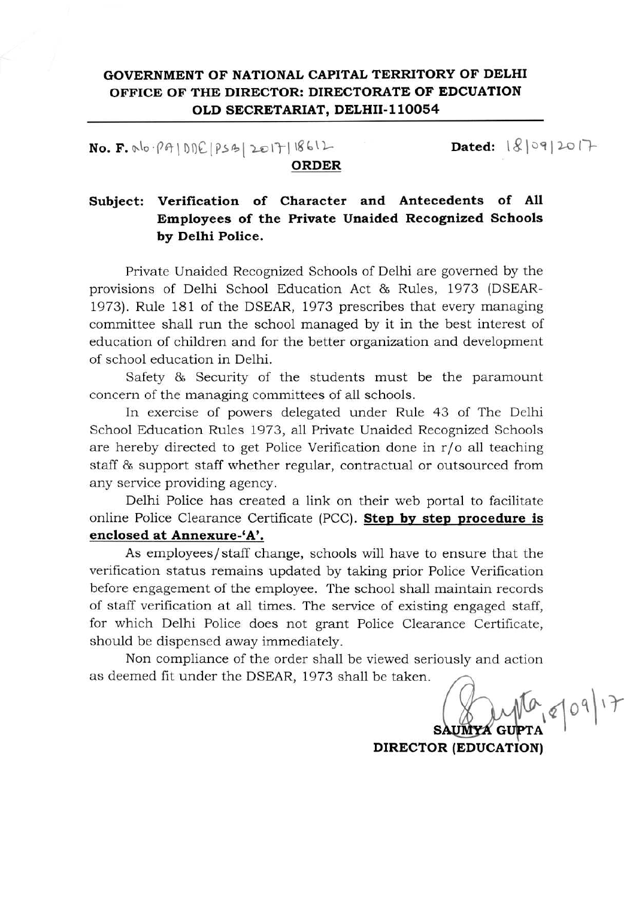**GOVERNMENT OF NATIONAL CAPITAL TERRITORY OF DELHI**
**OFFICE OF THE DIRECTOR: DIRECTORATE OF EDCUATION**
**OLD SECRETARIAT, DELHII-110054**

**No. F.** No.PA/DDE/PSB/2017/18612 **Dated:** 18/09/2017

## ORDER

**Subject: Verification of Character and Antecedents of All Employees of the Private Unaided Recognized Schools by Delhi Police.**

Private Unaided Recognized Schools of Delhi are governed by the provisions of Delhi School Education Act & Rules, 1973 (DSEAR-1973). Rule 181 of the DSEAR, 1973 prescribes that every managing committee shall run the school managed by it in the best interest of education of children and for the better organization and development of school education in Delhi.

Safety & Security of the students must be the paramount concern of the managing committees of all schools.

In exercise of powers delegated under Rule 43 of The Delhi School Education Rules 1973, all Private Unaided Recognized Schools are hereby directed to get Police Verification done in r/o all teaching staff & support staff whether regular, contractual or outsourced from any service providing agency.

Delhi Police has created a link on their web portal to facilitate online Police Clearance Certificate (PCC). **Step by step procedure is enclosed at Annexure-'A'.**

As employees/staff change, schools will have to ensure that the verification status remains updated by taking prior Police Verification before engagement of the employee. The school shall maintain records of staff verification at all times. The service of existing engaged staff, for which Delhi Police does not grant Police Clearance Certificate, should be dispensed away immediately.

Non compliance of the order shall be viewed seriously and action as deemed fit under the DSEAR, 1973 shall be taken.

18/09/17

**SAUMYA GUPTA**
**DIRECTOR (EDUCATION)**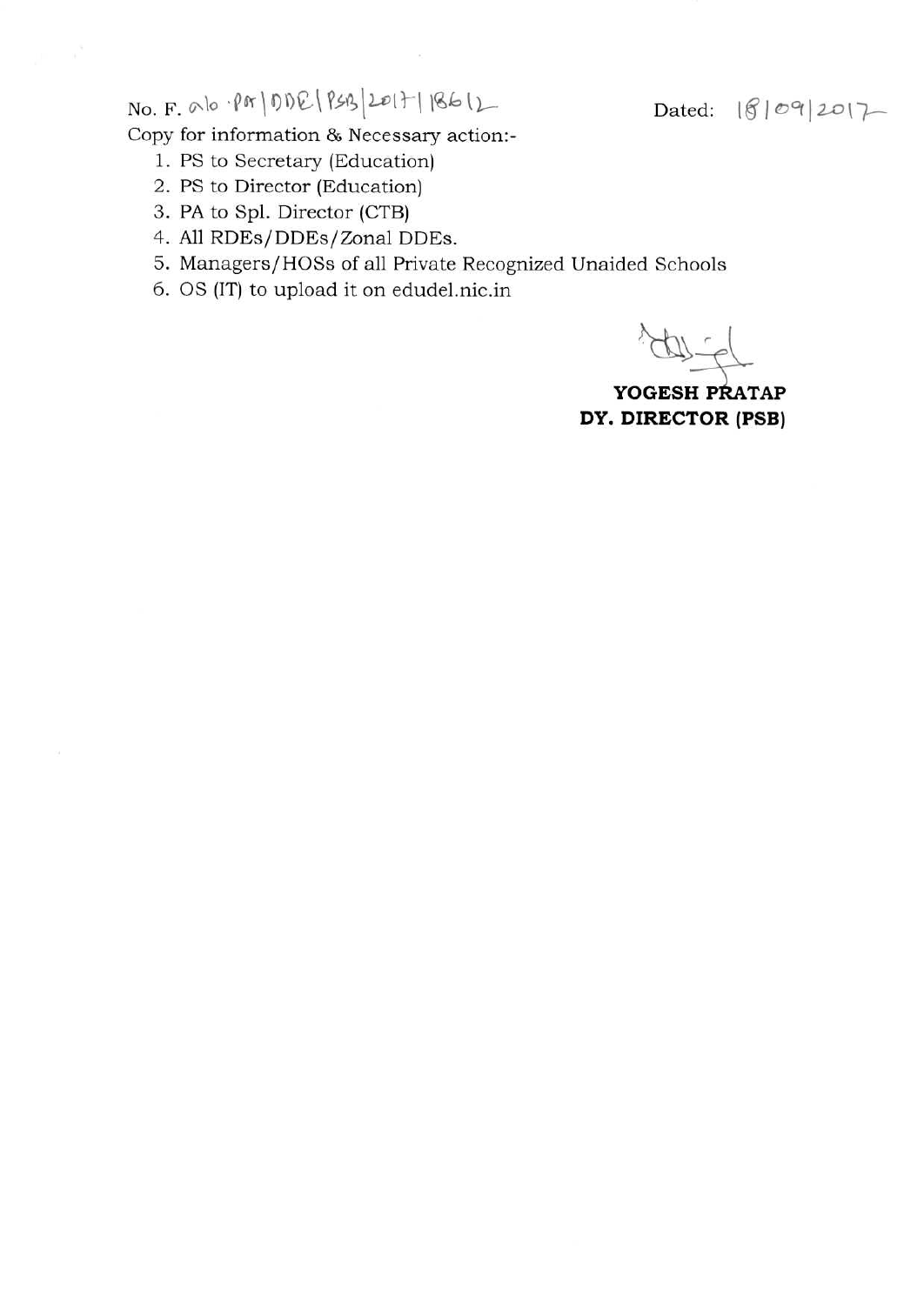No. F. DE.15/Act/DDE/PSB/2017/18612 Dated: 18/09/2017

Copy for information & Necessary action:-

1. PS to Secretary (Education)
2. PS to Director (Education)
3. PA to Spl. Director (CTB)
4. All RDEs/DDEs/Zonal DDEs.
5. Managers/HOSs of all Private Recognized Unaided Schools
6. OS (IT) to upload it on edudel.nic.in

**YOGESH PRATAP**
**DY. DIRECTOR (PSB)**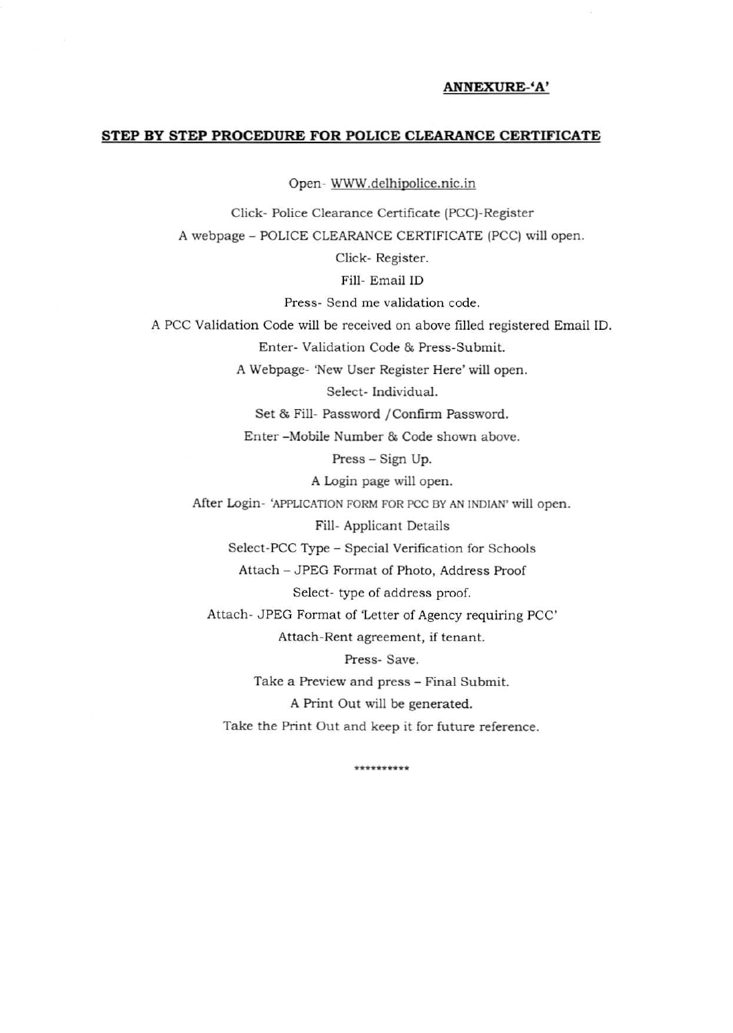**ANNEXURE-'A'**

## STEP BY STEP PROCEDURE FOR POLICE CLEARANCE CERTIFICATE

Open- WWW.delhipolice.nic.in

Click- Police Clearance Certificate (PCC)-Register

A webpage – POLICE CLEARANCE CERTIFICATE (PCC) will open.

Click- Register.

Fill- Email ID

Press- Send me validation code.

A PCC Validation Code will be received on above filled registered Email ID.

Enter- Validation Code & Press-Submit.

A Webpage- 'New User Register Here' will open.

Select- Individual.

Set & Fill- Password /Confirm Password.

Enter –Mobile Number & Code shown above.

Press – Sign Up.

A Login page will open.

After Login- 'APPLICATION FORM FOR PCC BY AN INDIAN' will open.

Fill- Applicant Details

Select-PCC Type – Special Verification for Schools

Attach – JPEG Format of Photo, Address Proof

Select- type of address proof.

Attach- JPEG Format of 'Letter of Agency requiring PCC'

Attach-Rent agreement, if tenant.

Press- Save.

Take a Preview and press – Final Submit.

A Print Out will be generated.

Take the Print Out and keep it for future reference.

**********